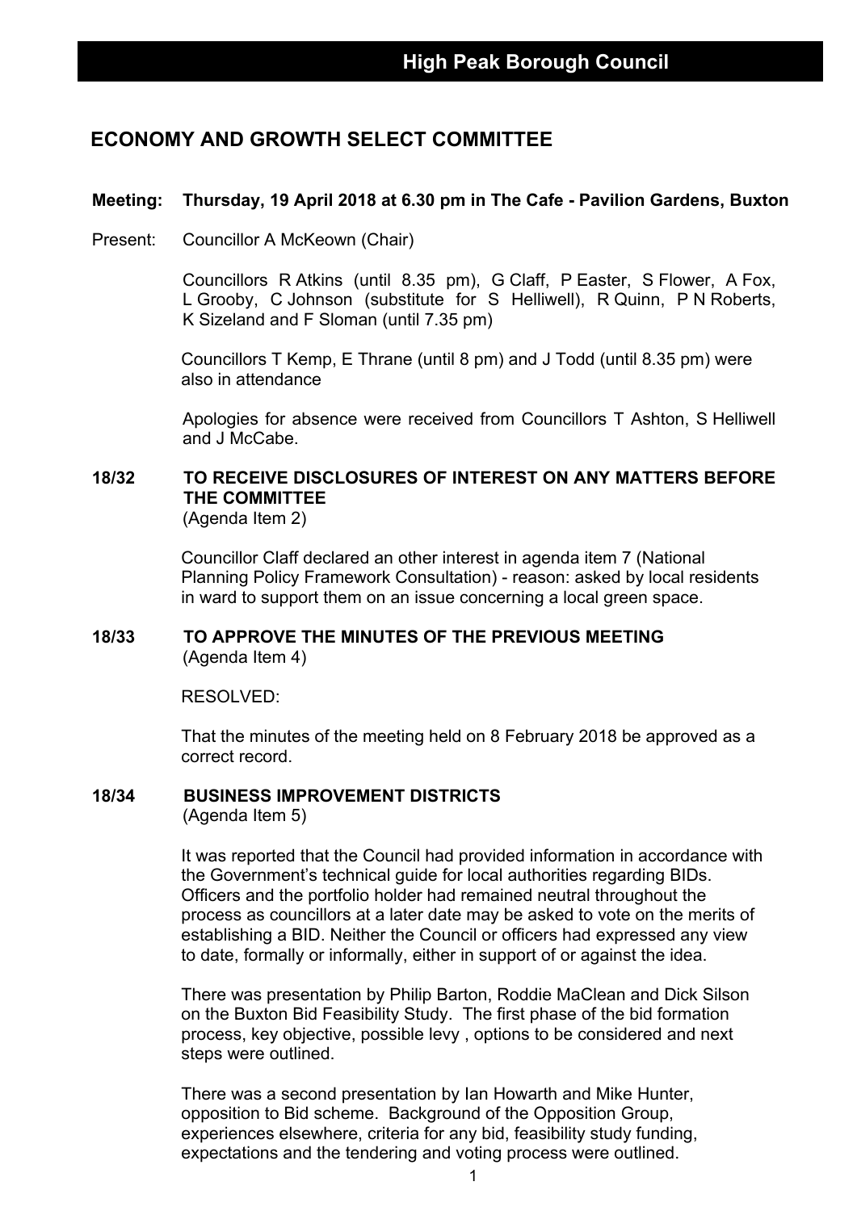# High Peak Borough Council

## ECONOMY AND GROWTH SELECT COMMITTEE

**Meeting: Thursday, 19 April 2018 at 6.30 pm in The Cafe - Pavilion Gardens, Buxton**

Present: Councillor A McKeown (Chair)

Councillors R Atkins (until 8.35 pm), G Claff, P Easter, S Flower, A Fox, L Grooby, C Johnson (substitute for S Helliwell), R Quinn, P N Roberts, K Sizeland and F Sloman (until 7.35 pm)

Councillors T Kemp, E Thrane (until 8 pm) and J Todd (until 8.35 pm) were also in attendance

Apologies for absence were received from Councillors T Ashton, S Helliwell and J McCabe.

**18/32 TO RECEIVE DISCLOSURES OF INTEREST ON ANY MATTERS BEFORE THE COMMITTEE**
(Agenda Item 2)

Councillor Claff declared an other interest in agenda item 7 (National Planning Policy Framework Consultation) - reason: asked by local residents in ward to support them on an issue concerning a local green space.

**18/33 TO APPROVE THE MINUTES OF THE PREVIOUS MEETING**
(Agenda Item 4)

RESOLVED:

That the minutes of the meeting held on 8 February 2018 be approved as a correct record.

**18/34 BUSINESS IMPROVEMENT DISTRICTS**
(Agenda Item 5)

It was reported that the Council had provided information in accordance with the Government's technical guide for local authorities regarding BIDs. Officers and the portfolio holder had remained neutral throughout the process as councillors at a later date may be asked to vote on the merits of establishing a BID. Neither the Council or officers had expressed any view to date, formally or informally, either in support of or against the idea.

There was presentation by Philip Barton, Roddie MaClean and Dick Silson on the Buxton Bid Feasibility Study. The first phase of the bid formation process, key objective, possible levy , options to be considered and next steps were outlined.

There was a second presentation by Ian Howarth and Mike Hunter, opposition to Bid scheme. Background of the Opposition Group, experiences elsewhere, criteria for any bid, feasibility study funding, expectations and the tendering and voting process were outlined.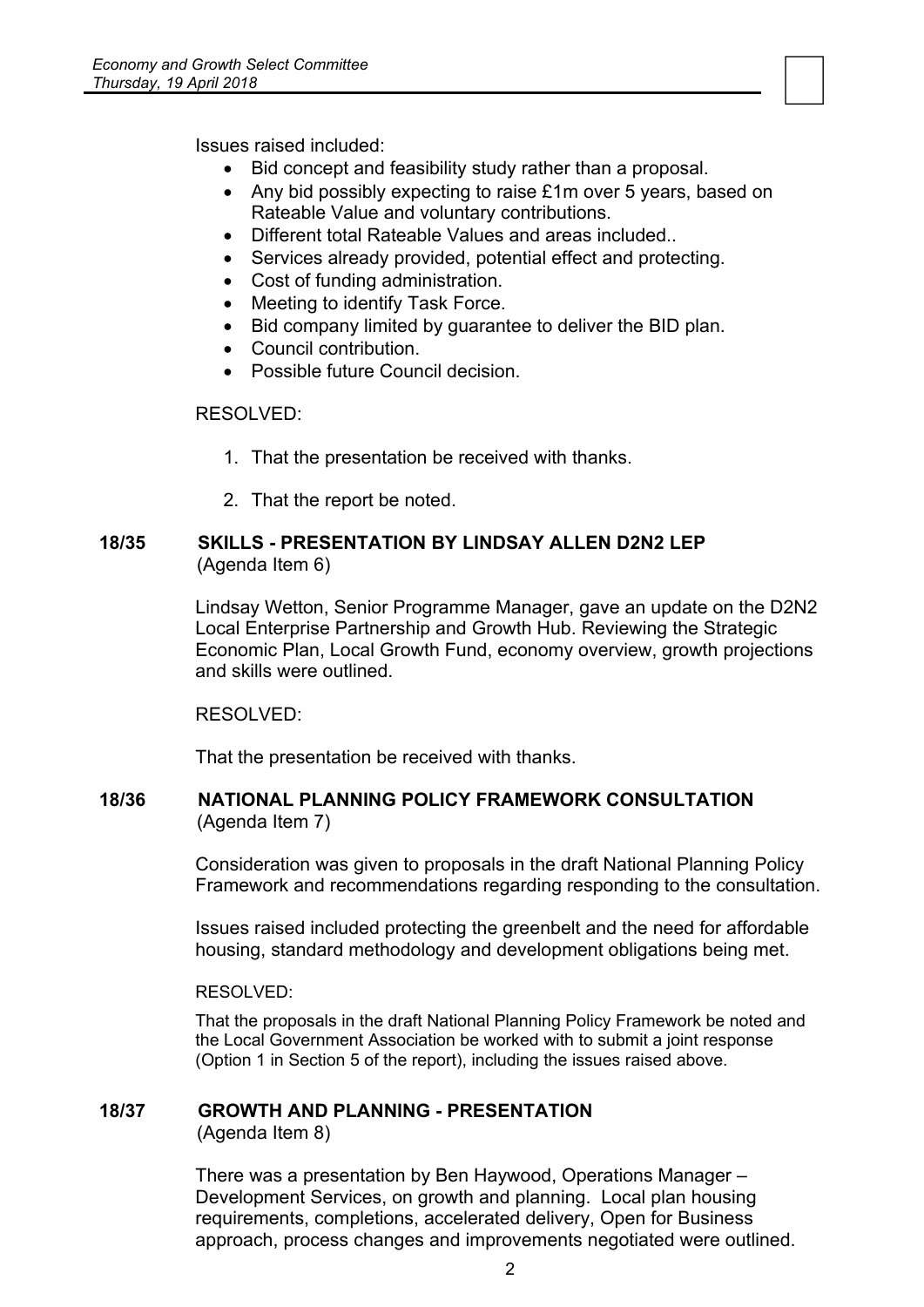Issues raised included:

- Bid concept and feasibility study rather than a proposal.
- Any bid possibly expecting to raise £1m over 5 years, based on Rateable Value and voluntary contributions.
- Different total Rateable Values and areas included..
- Services already provided, potential effect and protecting.
- Cost of funding administration.
- Meeting to identify Task Force.
- Bid company limited by guarantee to deliver the BID plan.
- Council contribution.
- Possible future Council decision.

RESOLVED:

1. That the presentation be received with thanks.
2. That the report be noted.

## 18/35 SKILLS - PRESENTATION BY LINDSAY ALLEN D2N2 LEP

(Agenda Item 6)

Lindsay Wetton, Senior Programme Manager, gave an update on the D2N2 Local Enterprise Partnership and Growth Hub. Reviewing the Strategic Economic Plan, Local Growth Fund, economy overview, growth projections and skills were outlined.

RESOLVED:

That the presentation be received with thanks.

## 18/36 NATIONAL PLANNING POLICY FRAMEWORK CONSULTATION

(Agenda Item 7)

Consideration was given to proposals in the draft National Planning Policy Framework and recommendations regarding responding to the consultation.

Issues raised included protecting the greenbelt and the need for affordable housing, standard methodology and development obligations being met.

RESOLVED:

That the proposals in the draft National Planning Policy Framework be noted and the Local Government Association be worked with to submit a joint response (Option 1 in Section 5 of the report), including the issues raised above.

## 18/37 GROWTH AND PLANNING - PRESENTATION

(Agenda Item 8)

There was a presentation by Ben Haywood, Operations Manager – Development Services, on growth and planning. Local plan housing requirements, completions, accelerated delivery, Open for Business approach, process changes and improvements negotiated were outlined.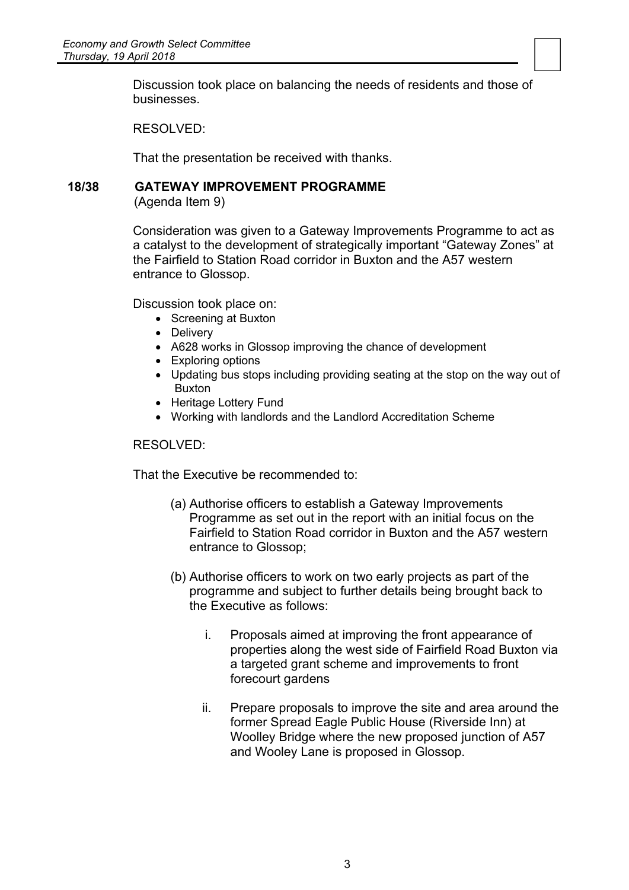Discussion took place on balancing the needs of residents and those of businesses.

RESOLVED:

That the presentation be received with thanks.

## 18/38 GATEWAY IMPROVEMENT PROGRAMME

(Agenda Item 9)

Consideration was given to a Gateway Improvements Programme to act as a catalyst to the development of strategically important "Gateway Zones" at the Fairfield to Station Road corridor in Buxton and the A57 western entrance to Glossop.

Discussion took place on:

- Screening at Buxton
- Delivery
- A628 works in Glossop improving the chance of development
- Exploring options
- Updating bus stops including providing seating at the stop on the way out of Buxton
- Heritage Lottery Fund
- Working with landlords and the Landlord Accreditation Scheme

RESOLVED:

That the Executive be recommended to:

(a) Authorise officers to establish a Gateway Improvements Programme as set out in the report with an initial focus on the Fairfield to Station Road corridor in Buxton and the A57 western entrance to Glossop;

(b) Authorise officers to work on two early projects as part of the programme and subject to further details being brought back to the Executive as follows:

i. Proposals aimed at improving the front appearance of properties along the west side of Fairfield Road Buxton via a targeted grant scheme and improvements to front forecourt gardens

ii. Prepare proposals to improve the site and area around the former Spread Eagle Public House (Riverside Inn) at Woolley Bridge where the new proposed junction of A57 and Wooley Lane is proposed in Glossop.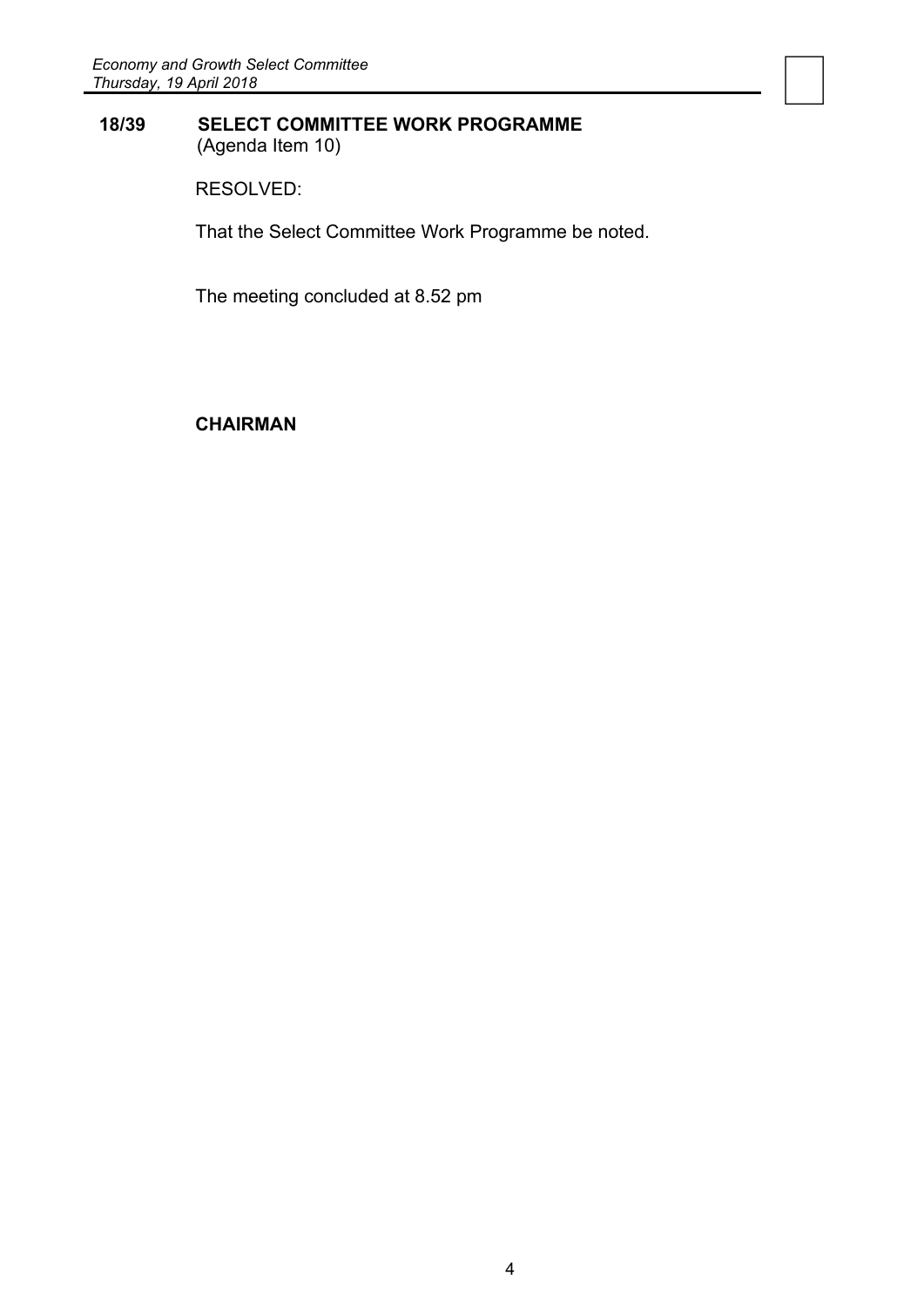## 18/39 SELECT COMMITTEE WORK PROGRAMME

(Agenda Item 10)

RESOLVED:

That the Select Committee Work Programme be noted.

The meeting concluded at 8.52 pm

**CHAIRMAN**